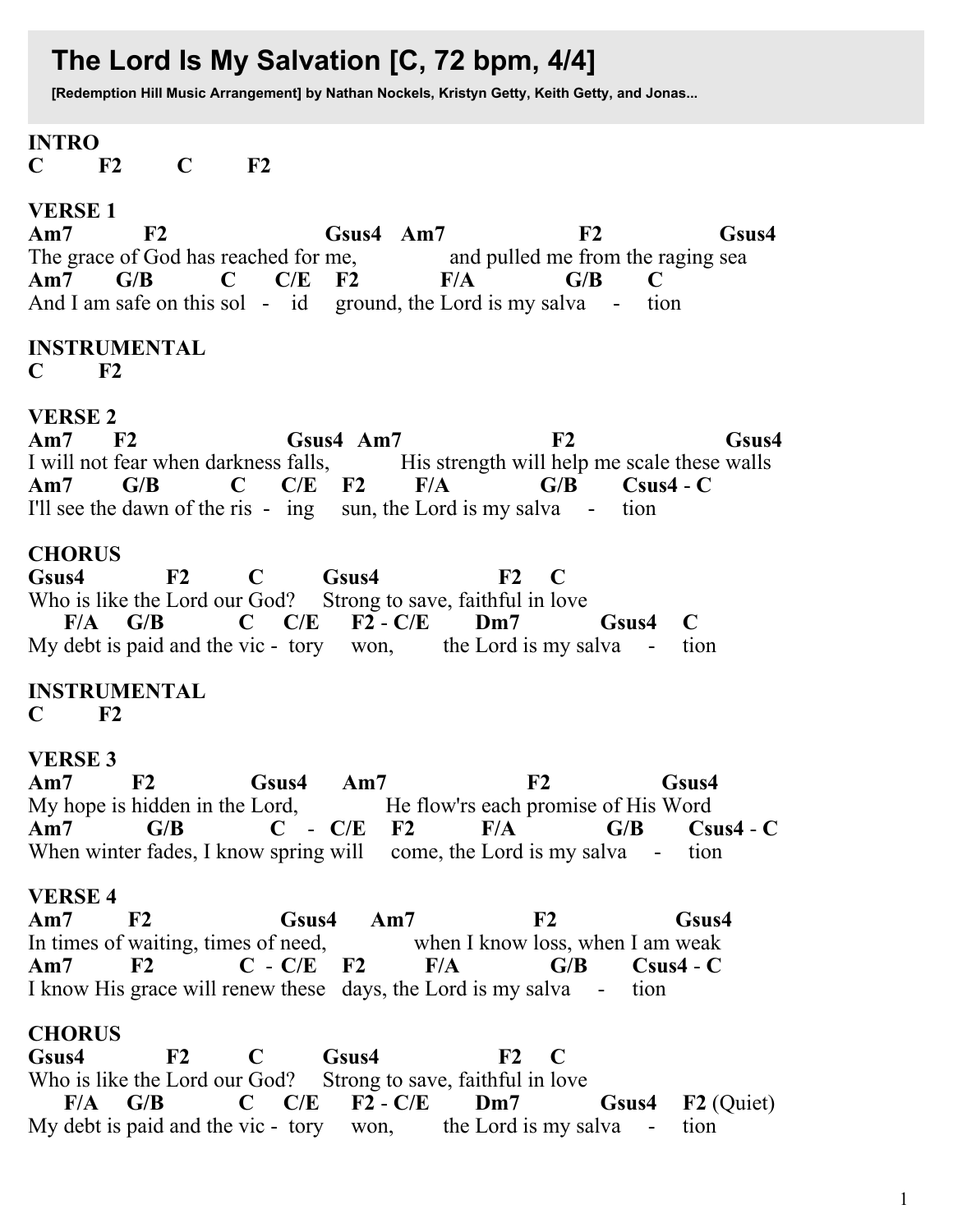# The Lord Is My Salvation [C, 72 bpm, 4/4]

**[Redemption Hill Music Arrangement] by Nathan Nockels, Kristyn Getty, Keith Getty, and Jonas...**

```
INTRO
C        F2        C        F2

VERSE 1
Am7          F2                      Gsus4   Am7                 F2              Gsus4
The grace of God has reached for me,             and pulled me from the raging sea
Am7      G/B         C      C/E     F2         F/A          G/B       C
And I am safe on this sol  -   id    ground, the Lord is my salva    -    tion

INSTRUMENTAL
C        F2

VERSE 2
Am7     F2                     Gsus4  Am7                     F2                   Gsus4
I will not fear when darkness falls,          His strength will help me scale these walls
Am7       G/B          C      C/E    F2       F/A             G/B       Csus4 - C
I'll see the dawn of the ris  -   ing    sun, the Lord is my salva    -    tion

CHORUS
Gsus4            F2         C         Gsus4                F2    C
Who is like the Lord our God?     Strong to save, faithful in love
   F/A     G/B           C     C/E     F2 - C/E       Dm7          Gsus4    C
My debt is paid and the vic -  tory     won,        the Lord is my salva    -    tion

INSTRUMENTAL
C        F2

VERSE 3
Am7         F2             Gsus4      Am7                  F2              Gsus4
My hope is hidden in the Lord,              He flow'rs each promise of His Word
Am7            G/B             C   -  C/E    F2          F/A          G/B       Csus4 - C
When winter fades, I know spring will    come, the Lord is my salva    -    tion

VERSE 4
Am7         F2                  Gsus4      Am7               F2               Gsus4
In times of waiting, times of need,              when I know loss, when I am weak
Am7         F2              C  - C/E    F2         F/A             G/B       Csus4 - C
I know His grace will renew these   days, the Lord is my salva    -    tion

CHORUS
Gsus4            F2         C         Gsus4                F2    C
Who is like the Lord our God?     Strong to save, faithful in love
   F/A     G/B           C     C/E     F2 - C/E       Dm7          Gsus4    F2 (Quiet)
My debt is paid and the vic -  tory     won,        the Lord is my salva    -    tion
```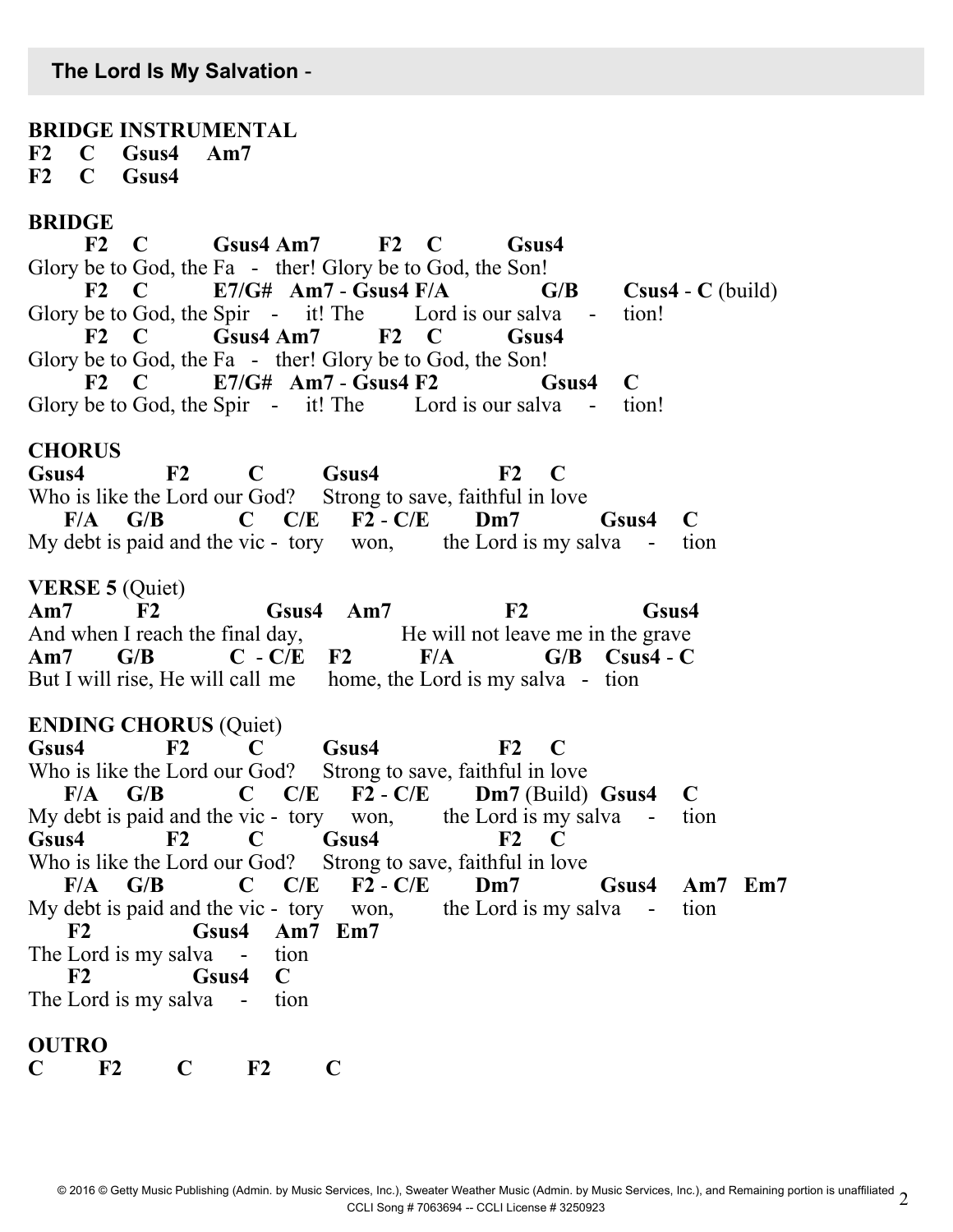## The Lord Is My Salvation -

**BRIDGE INSTRUMENTAL**

```
F2    C    Gsus4    Am7
F2    C    Gsus4
```

**BRIDGE**

```
       F2    C          Gsus4 Am7         F2    C          Gsus4
Glory be to God, the Fa  -  ther! Glory be to God, the Son!
       F2    C          E7/G#   Am7 - Gsus4 F/A            G/B       Csus4 - C (build)
Glory be to God, the Spir   -   it! The       Lord is our salva   -    tion!
       F2    C          Gsus4 Am7         F2    C          Gsus4
Glory be to God, the Fa  -  ther! Glory be to God, the Son!
       F2    C          E7/G#   Am7 - Gsus4 F2             Gsus4    C
Glory be to God, the Spir   -   it! The       Lord is our salva   -    tion!
```

**CHORUS**

```
Gsus4          F2         C         Gsus4               F2    C
Who is like the Lord our God?    Strong to save, faithful in love
    F/A    G/B            C    C/E    F2 - C/E      Dm7          Gsus4    C
My debt is paid and the vic -  tory    won,        the Lord is my salva    -    tion
```

**VERSE 5** (Quiet)

```
Am7          F2                 Gsus4    Am7              F2               Gsus4
And when I reach the final day,               He will not leave me in the grave
Am7       G/B           C  - C/E    F2          F/A            G/B    Csus4 - C
But I will rise, He will call  me      home, the Lord is my salva  -  tion
```

**ENDING CHORUS** (Quiet)

```
Gsus4          F2         C         Gsus4               F2    C
Who is like the Lord our God?    Strong to save, faithful in love
    F/A    G/B            C    C/E    F2 - C/E      Dm7 (Build)  Gsus4    C
My debt is paid and the vic -  tory    won,        the Lord is my salva    -    tion
Gsus4          F2         C         Gsus4               F2    C
Who is like the Lord our God?    Strong to save, faithful in love
    F/A    G/B            C    C/E    F2 - C/E      Dm7          Gsus4    Am7   Em7
My debt is paid and the vic -  tory    won,        the Lord is my salva    -    tion
    F2            Gsus4    Am7   Em7
The Lord is my salva    -    tion
    F2            Gsus4    C
The Lord is my salva    -    tion
```

**OUTRO**

```
C       F2       C       F2       C
```

© 2016 © Getty Music Publishing (Admin. by Music Services, Inc.), Sweater Weather Music (Admin. by Music Services, Inc.), and Remaining portion is unaffiliated
CCLI Song # 7063694 -- CCLI License # 3250923